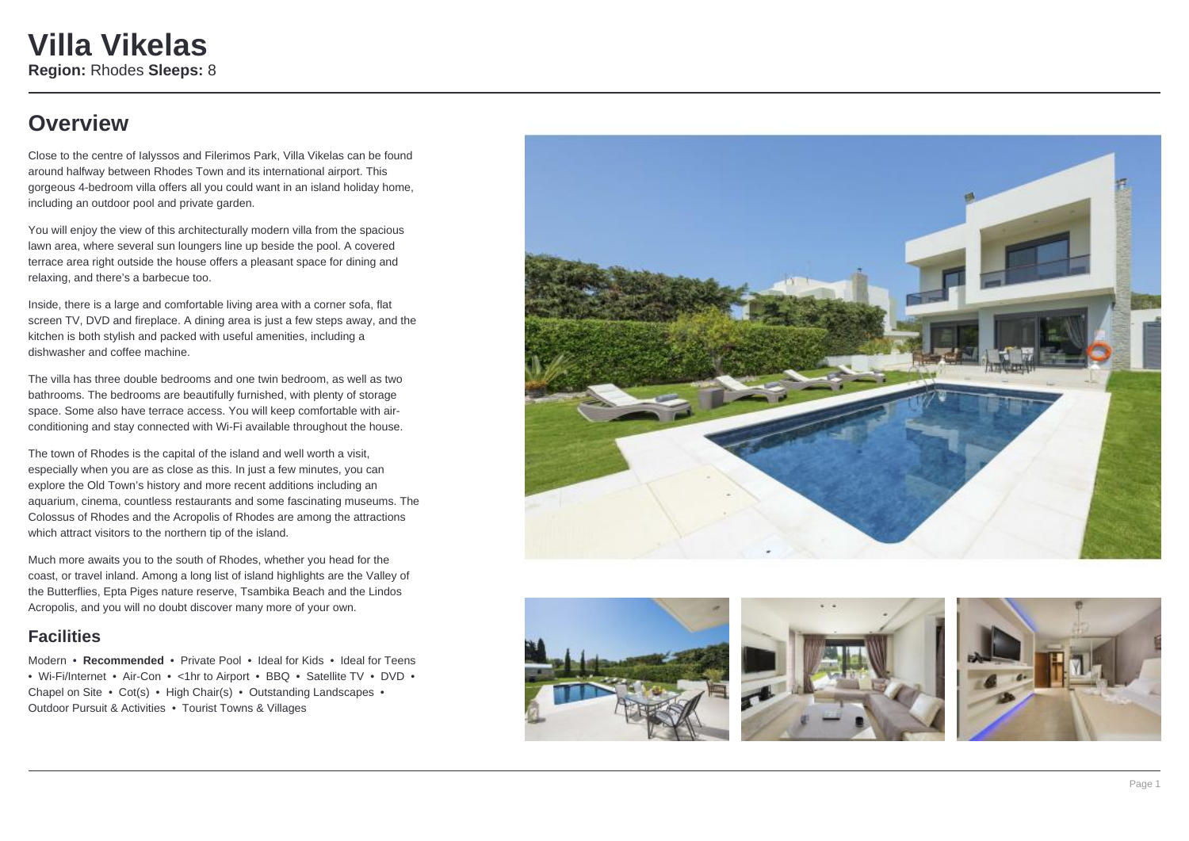# Villa Vikelas

**Region:** Rhodes **Sleeps:** 8

## Overview

Close to the centre of Ialyssos and Filerimos Park, Villa Vikelas can be found around halfway between Rhodes Town and its international airport. This gorgeous 4-bedroom villa offers all you could want in an island holiday home, including an outdoor pool and private garden.

You will enjoy the view of this architecturally modern villa from the spacious lawn area, where several sun loungers line up beside the pool. A covered terrace area right outside the house offers a pleasant space for dining and relaxing, and there's a barbecue too.

Inside, there is a large and comfortable living area with a corner sofa, flat screen TV, DVD and fireplace. A dining area is just a few steps away, and the kitchen is both stylish and packed with useful amenities, including a dishwasher and coffee machine.

The villa has three double bedrooms and one twin bedroom, as well as two bathrooms. The bedrooms are beautifully furnished, with plenty of storage space. Some also have terrace access. You will keep comfortable with air-conditioning and stay connected with Wi-Fi available throughout the house.

The town of Rhodes is the capital of the island and well worth a visit, especially when you are as close as this. In just a few minutes, you can explore the Old Town's history and more recent additions including an aquarium, cinema, countless restaurants and some fascinating museums. The Colossus of Rhodes and the Acropolis of Rhodes are among the attractions which attract visitors to the northern tip of the island.

Much more awaits you to the south of Rhodes, whether you head for the coast, or travel inland. Among a long list of island highlights are the Valley of the Butterflies, Epta Piges nature reserve, Tsambika Beach and the Lindos Acropolis, and you will no doubt discover many more of your own.

## Facilities

Modern • **Recommended** • Private Pool • Ideal for Kids • Ideal for Teens • Wi-Fi/Internet • Air-Con • <1hr to Airport • BBQ • Satellite TV • DVD • Chapel on Site • Cot(s) • High Chair(s) • Outstanding Landscapes • Outdoor Pursuit & Activities • Tourist Towns & Villages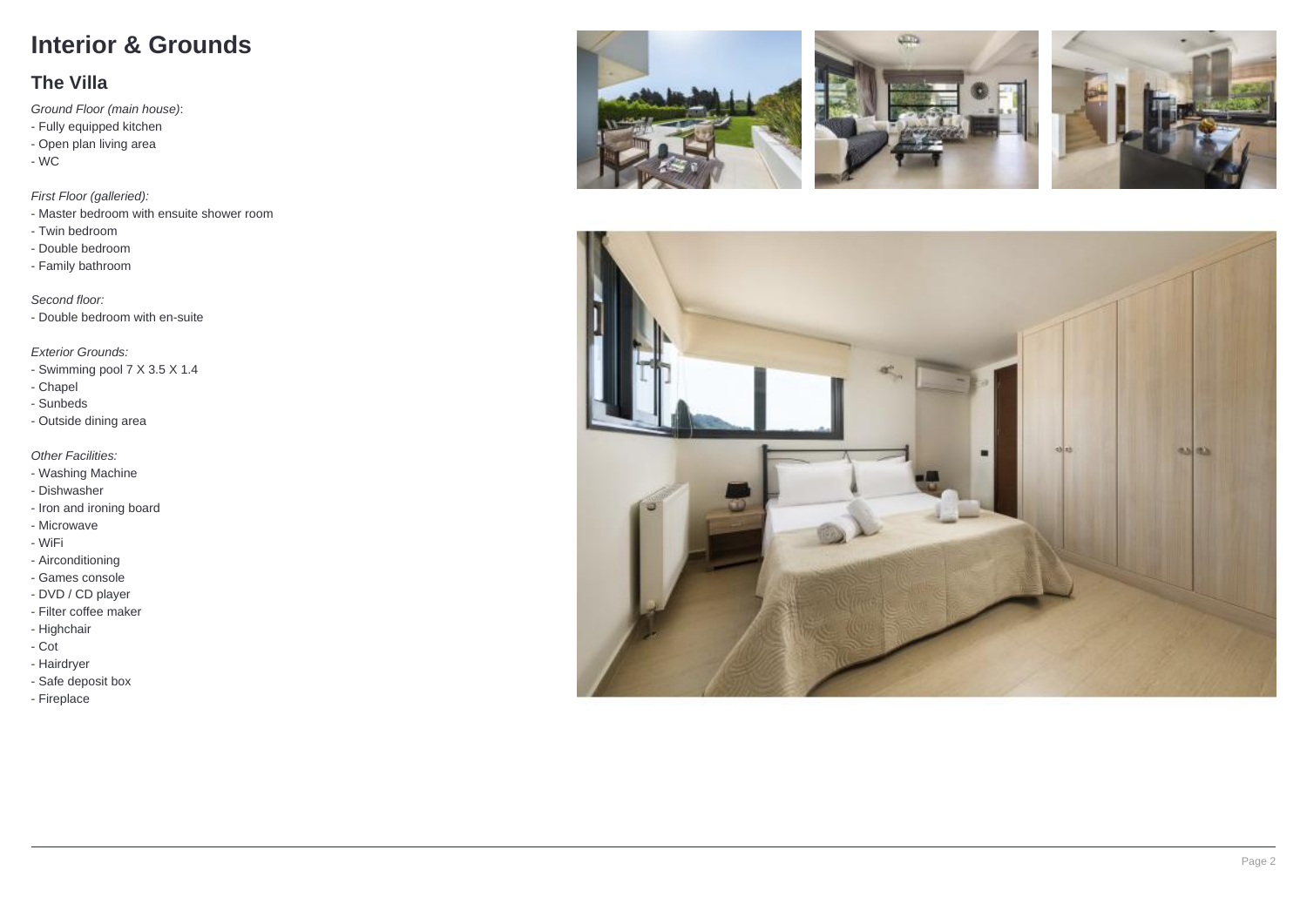# Interior & Grounds

## The Villa

*Ground Floor (main house):*
- Fully equipped kitchen
- Open plan living area
- WC

*First Floor (galleried):*
- Master bedroom with ensuite shower room
- Twin bedroom
- Double bedroom
- Family bathroom

*Second floor:*
- Double bedroom with en-suite

*Exterior Grounds:*
- Swimming pool 7 X 3.5 X 1.4
- Chapel
- Sunbeds
- Outside dining area

*Other Facilities:*
- Washing Machine
- Dishwasher
- Iron and ironing board
- Microwave
- WiFi
- Airconditioning
- Games console
- DVD / CD player
- Filter coffee maker
- Highchair
- Cot
- Hairdryer
- Safe deposit box
- Fireplace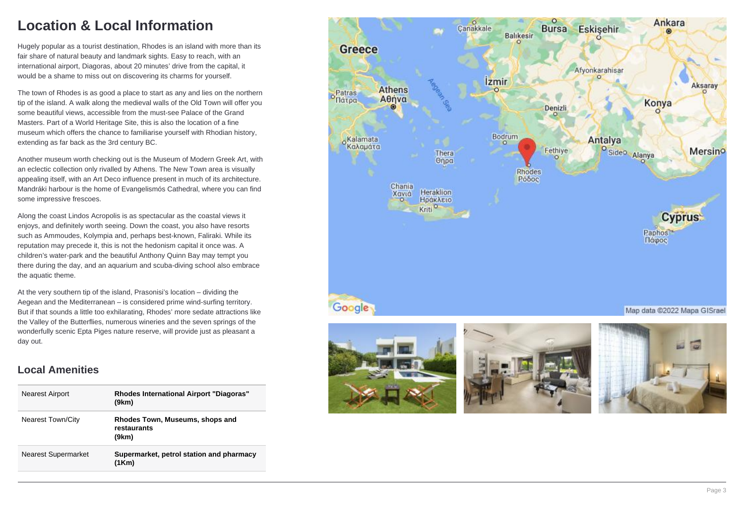# Location & Local Information

Hugely popular as a tourist destination, Rhodes is an island with more than its fair share of natural beauty and landmark sights. Easy to reach, with an international airport, Diagoras, about 20 minutes' drive from the capital, it would be a shame to miss out on discovering its charms for yourself.

The town of Rhodes is as good a place to start as any and lies on the northern tip of the island. A walk along the medieval walls of the Old Town will offer you some beautiful views, accessible from the must-see Palace of the Grand Masters. Part of a World Heritage Site, this is also the location of a fine museum which offers the chance to familiarise yourself with Rhodian history, extending as far back as the 3rd century BC.

Another museum worth checking out is the Museum of Modern Greek Art, with an eclectic collection only rivalled by Athens. The New Town area is visually appealing itself, with an Art Deco influence present in much of its architecture. Mandráki harbour is the home of Evangelismós Cathedral, where you can find some impressive frescoes.

Along the coast Lindos Acropolis is as spectacular as the coastal views it enjoys, and definitely worth seeing. Down the coast, you also have resorts such as Ammoudes, Kolympia and, perhaps best-known, Faliraki. While its reputation may precede it, this is not the hedonism capital it once was. A children's water-park and the beautiful Anthony Quinn Bay may tempt you there during the day, and an aquarium and scuba-diving school also embrace the aquatic theme.

At the very southern tip of the island, Prasonisi's location – dividing the Aegean and the Mediterranean – is considered prime wind-surfing territory. But if that sounds a little too exhilarating, Rhodes' more sedate attractions like the Valley of the Butterflies, numerous wineries and the seven springs of the wonderfully scenic Epta Piges nature reserve, will provide just as pleasant a day out.

## Local Amenities

| | |
|---|---|
| Nearest Airport | **Rhodes International Airport "Diagoras" (9km)** |
| Nearest Town/City | **Rhodes Town, Museums, shops and restaurants (9km)** |
| Nearest Supermarket | **Supermarket, petrol station and pharmacy (1Km)** |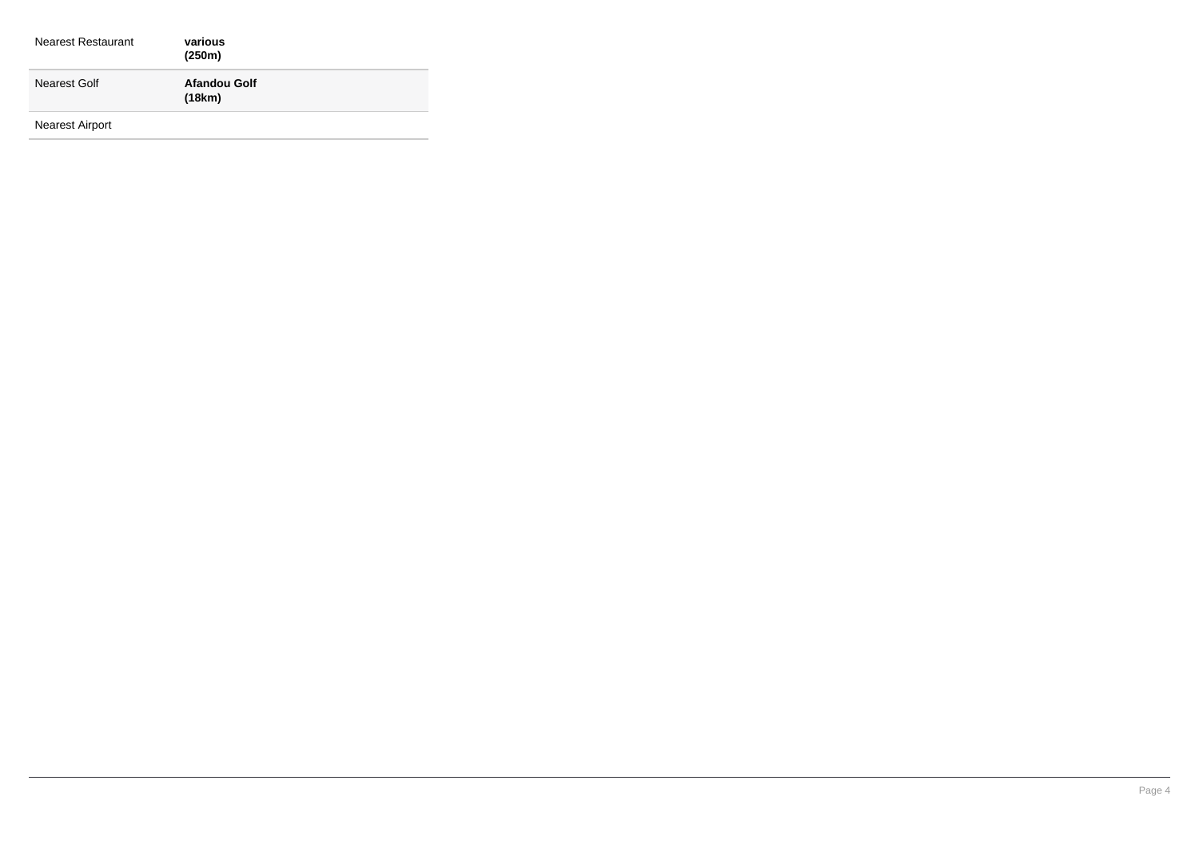| | |
|---|---|
| Nearest Restaurant | **various (250m)** |
| Nearest Golf | **Afandou Golf (18km)** |
| Nearest Airport | |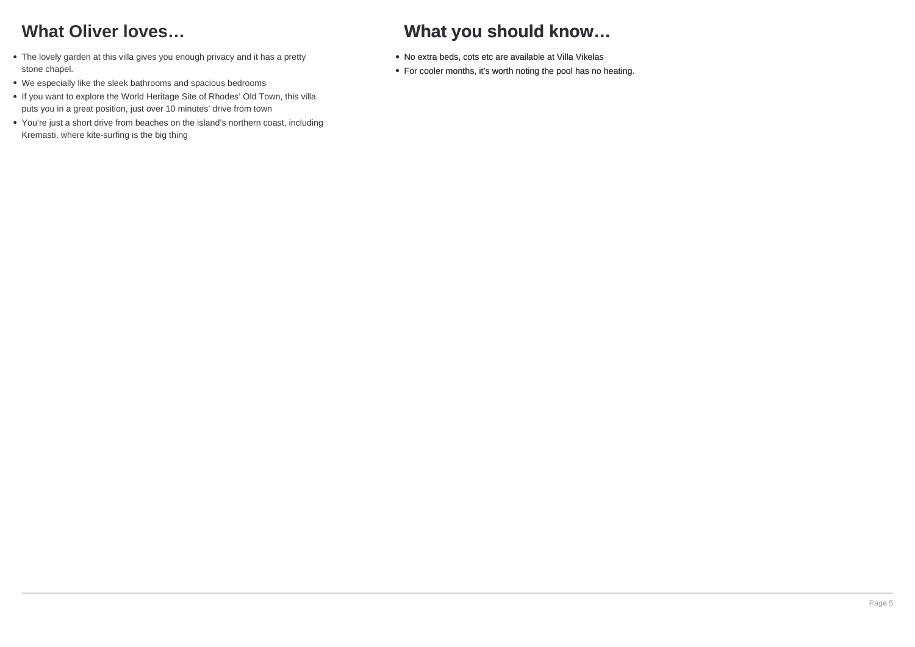## What Oliver loves…

- The lovely garden at this villa gives you enough privacy and it has a pretty stone chapel.
- We especially like the sleek bathrooms and spacious bedrooms
- If you want to explore the World Heritage Site of Rhodes' Old Town, this villa puts you in a great position, just over 10 minutes' drive from town
- You're just a short drive from beaches on the island's northern coast, including Kremasti, where kite-surfing is the big thing

## What you should know…

- No extra beds, cots etc are available at Villa Vikelas
- For cooler months, it's worth noting the pool has no heating.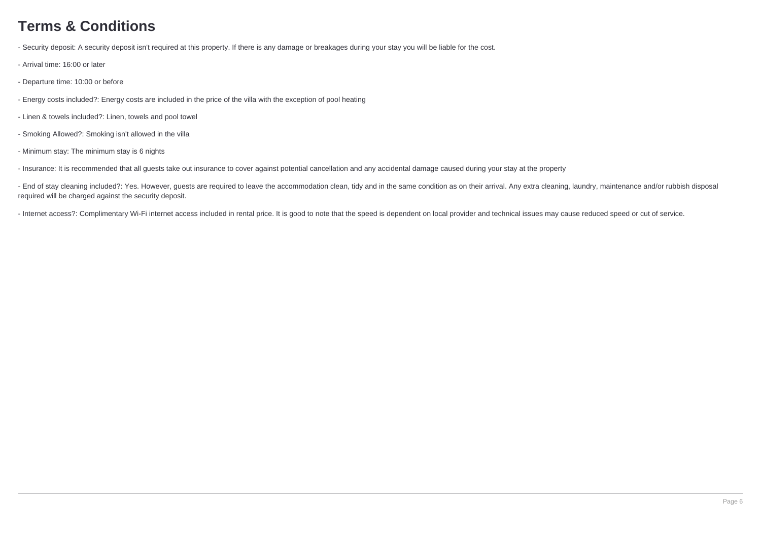# Terms & Conditions

- Security deposit: A security deposit isn't required at this property. If there is any damage or breakages during your stay you will be liable for the cost.

- Arrival time: 16:00 or later

- Departure time: 10:00 or before

- Energy costs included?: Energy costs are included in the price of the villa with the exception of pool heating

- Linen & towels included?: Linen, towels and pool towel

- Smoking Allowed?: Smoking isn't allowed in the villa

- Minimum stay: The minimum stay is 6 nights

- Insurance: It is recommended that all guests take out insurance to cover against potential cancellation and any accidental damage caused during your stay at the property

- End of stay cleaning included?: Yes. However, guests are required to leave the accommodation clean, tidy and in the same condition as on their arrival. Any extra cleaning, laundry, maintenance and/or rubbish disposal required will be charged against the security deposit.

- Internet access?: Complimentary Wi-Fi internet access included in rental price. It is good to note that the speed is dependent on local provider and technical issues may cause reduced speed or cut of service.